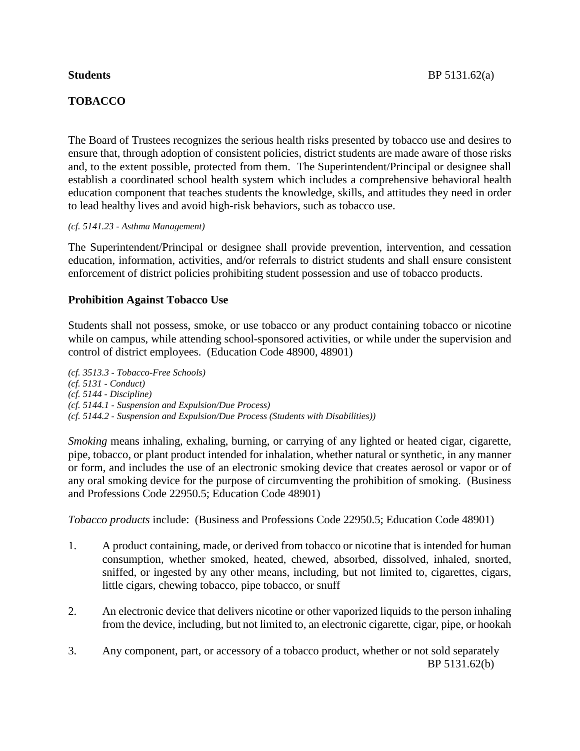**Students**

# TOBACCO

The Board of Trustees recognizes the serious health risks presented by tobacco use and desires to ensure that, through adoption of consistent policies, district students are made aware of those risks and, to the extent possible, protected from them. The Superintendent/Principal or designee shall establish a coordinated school health system which includes a comprehensive behavioral health education component that teaches students the knowledge, skills, and attitudes they need in order to lead healthy lives and avoid high-risk behaviors, such as tobacco use.

*(cf. 5141.23 - Asthma Management)*

The Superintendent/Principal or designee shall provide prevention, intervention, and cessation education, information, activities, and/or referrals to district students and shall ensure consistent enforcement of district policies prohibiting student possession and use of tobacco products.

## Prohibition Against Tobacco Use

Students shall not possess, smoke, or use tobacco or any product containing tobacco or nicotine while on campus, while attending school-sponsored activities, or while under the supervision and control of district employees. (Education Code 48900, 48901)

*(cf. 3513.3 - Tobacco-Free Schools)*
*(cf. 5131 - Conduct)*
*(cf. 5144 - Discipline)*
*(cf. 5144.1 - Suspension and Expulsion/Due Process)*
*(cf. 5144.2 - Suspension and Expulsion/Due Process (Students with Disabilities))*

*Smoking* means inhaling, exhaling, burning, or carrying of any lighted or heated cigar, cigarette, pipe, tobacco, or plant product intended for inhalation, whether natural or synthetic, in any manner or form, and includes the use of an electronic smoking device that creates aerosol or vapor or of any oral smoking device for the purpose of circumventing the prohibition of smoking. (Business and Professions Code 22950.5; Education Code 48901)

*Tobacco products* include: (Business and Professions Code 22950.5; Education Code 48901)

1. A product containing, made, or derived from tobacco or nicotine that is intended for human consumption, whether smoked, heated, chewed, absorbed, dissolved, inhaled, snorted, sniffed, or ingested by any other means, including, but not limited to, cigarettes, cigars, little cigars, chewing tobacco, pipe tobacco, or snuff

2. An electronic device that delivers nicotine or other vaporized liquids to the person inhaling from the device, including, but not limited to, an electronic cigarette, cigar, pipe, or hookah

3. Any component, part, or accessory of a tobacco product, whether or not sold separately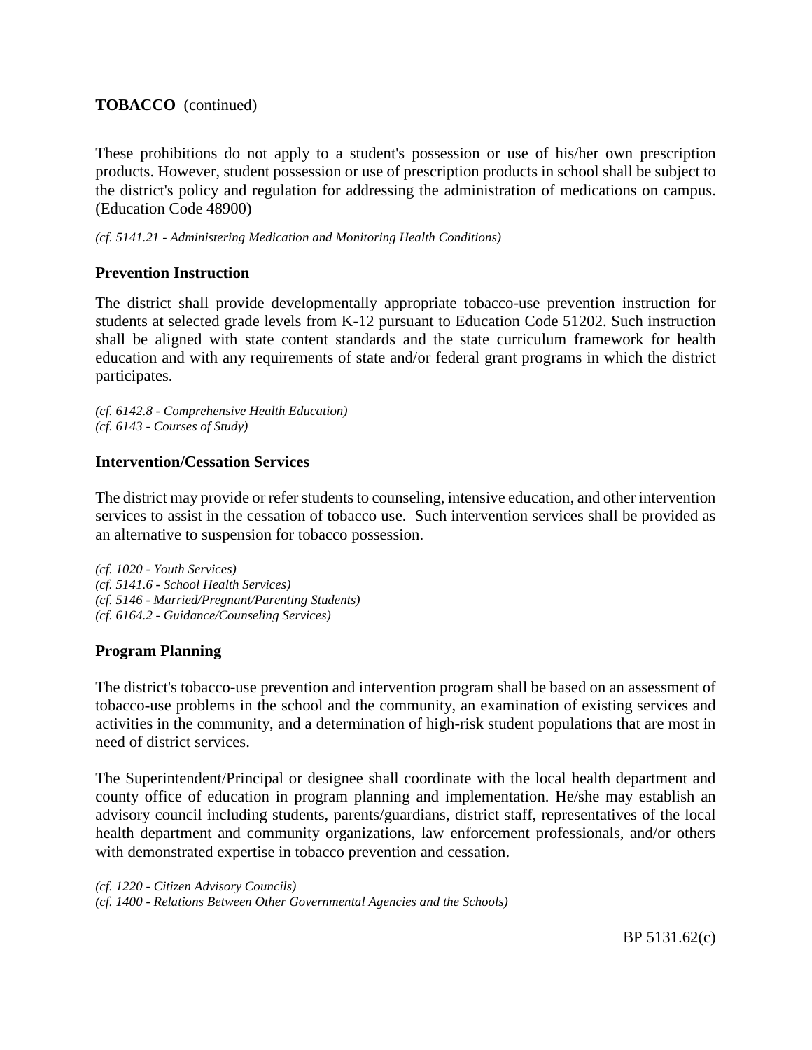**TOBACCO** (continued)

These prohibitions do not apply to a student's possession or use of his/her own prescription products. However, student possession or use of prescription products in school shall be subject to the district's policy and regulation for addressing the administration of medications on campus. (Education Code 48900)

*(cf. 5141.21 - Administering Medication and Monitoring Health Conditions)*

**Prevention Instruction**

The district shall provide developmentally appropriate tobacco-use prevention instruction for students at selected grade levels from K-12 pursuant to Education Code 51202. Such instruction shall be aligned with state content standards and the state curriculum framework for health education and with any requirements of state and/or federal grant programs in which the district participates.

*(cf. 6142.8 - Comprehensive Health Education)*
*(cf. 6143 - Courses of Study)*

**Intervention/Cessation Services**

The district may provide or refer students to counseling, intensive education, and other intervention services to assist in the cessation of tobacco use. Such intervention services shall be provided as an alternative to suspension for tobacco possession.

*(cf. 1020 - Youth Services)*
*(cf. 5141.6 - School Health Services)*
*(cf. 5146 - Married/Pregnant/Parenting Students)*
*(cf. 6164.2 - Guidance/Counseling Services)*

**Program Planning**

The district's tobacco-use prevention and intervention program shall be based on an assessment of tobacco-use problems in the school and the community, an examination of existing services and activities in the community, and a determination of high-risk student populations that are most in need of district services.

The Superintendent/Principal or designee shall coordinate with the local health department and county office of education in program planning and implementation. He/she may establish an advisory council including students, parents/guardians, district staff, representatives of the local health department and community organizations, law enforcement professionals, and/or others with demonstrated expertise in tobacco prevention and cessation.

*(cf. 1220 - Citizen Advisory Councils)*
*(cf. 1400 - Relations Between Other Governmental Agencies and the Schools)*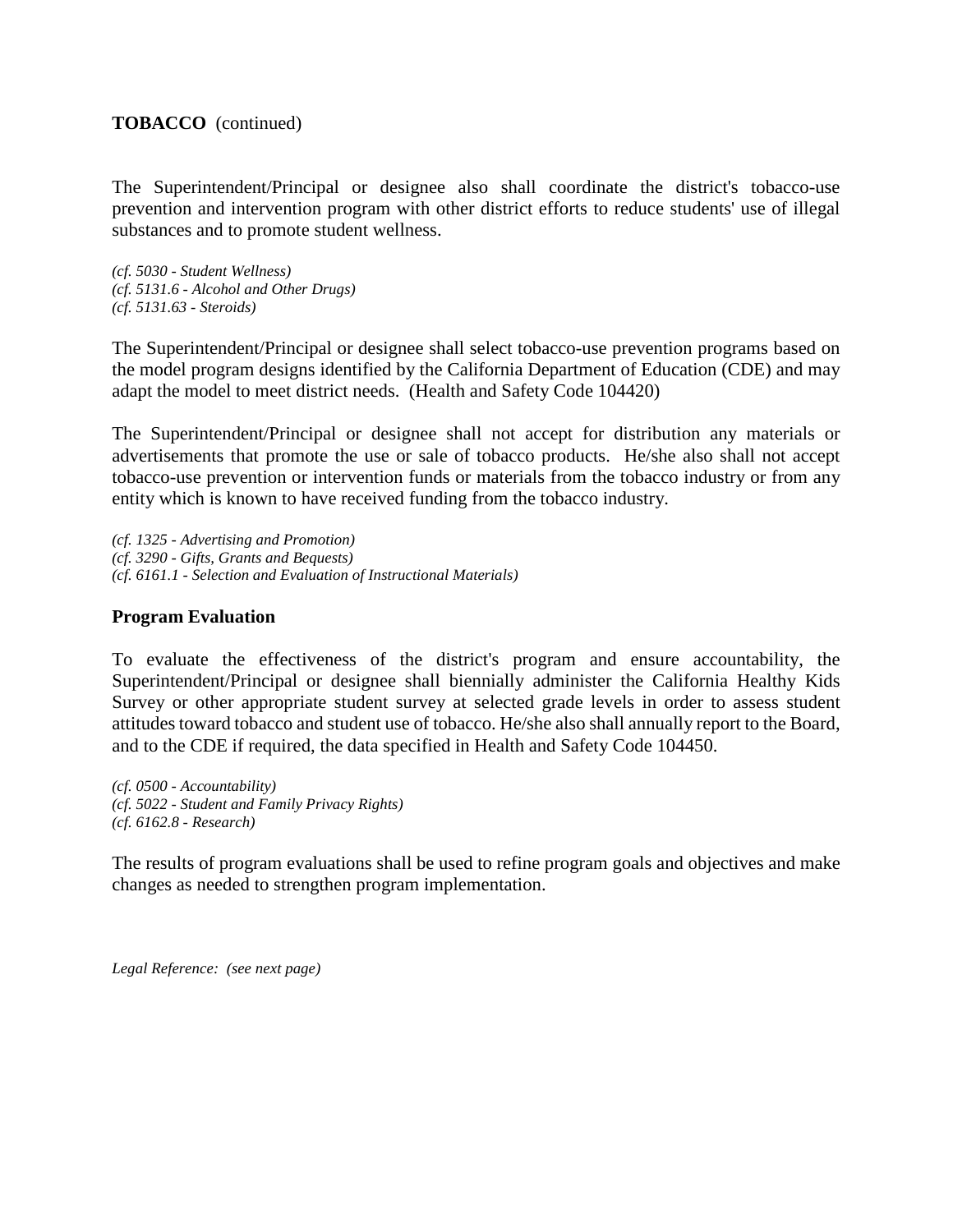**TOBACCO** (continued)

The Superintendent/Principal or designee also shall coordinate the district's tobacco-use prevention and intervention program with other district efforts to reduce students' use of illegal substances and to promote student wellness.

*(cf. 5030 - Student Wellness)*
*(cf. 5131.6 - Alcohol and Other Drugs)*
*(cf. 5131.63 - Steroids)*

The Superintendent/Principal or designee shall select tobacco-use prevention programs based on the model program designs identified by the California Department of Education (CDE) and may adapt the model to meet district needs. (Health and Safety Code 104420)

The Superintendent/Principal or designee shall not accept for distribution any materials or advertisements that promote the use or sale of tobacco products. He/she also shall not accept tobacco-use prevention or intervention funds or materials from the tobacco industry or from any entity which is known to have received funding from the tobacco industry.

*(cf. 1325 - Advertising and Promotion)*
*(cf. 3290 - Gifts, Grants and Bequests)*
*(cf. 6161.1 - Selection and Evaluation of Instructional Materials)*

**Program Evaluation**

To evaluate the effectiveness of the district's program and ensure accountability, the Superintendent/Principal or designee shall biennially administer the California Healthy Kids Survey or other appropriate student survey at selected grade levels in order to assess student attitudes toward tobacco and student use of tobacco. He/she also shall annually report to the Board, and to the CDE if required, the data specified in Health and Safety Code 104450.

*(cf. 0500 - Accountability)*
*(cf. 5022 - Student and Family Privacy Rights)*
*(cf. 6162.8 - Research)*

The results of program evaluations shall be used to refine program goals and objectives and make changes as needed to strengthen program implementation.

*Legal Reference: (see next page)*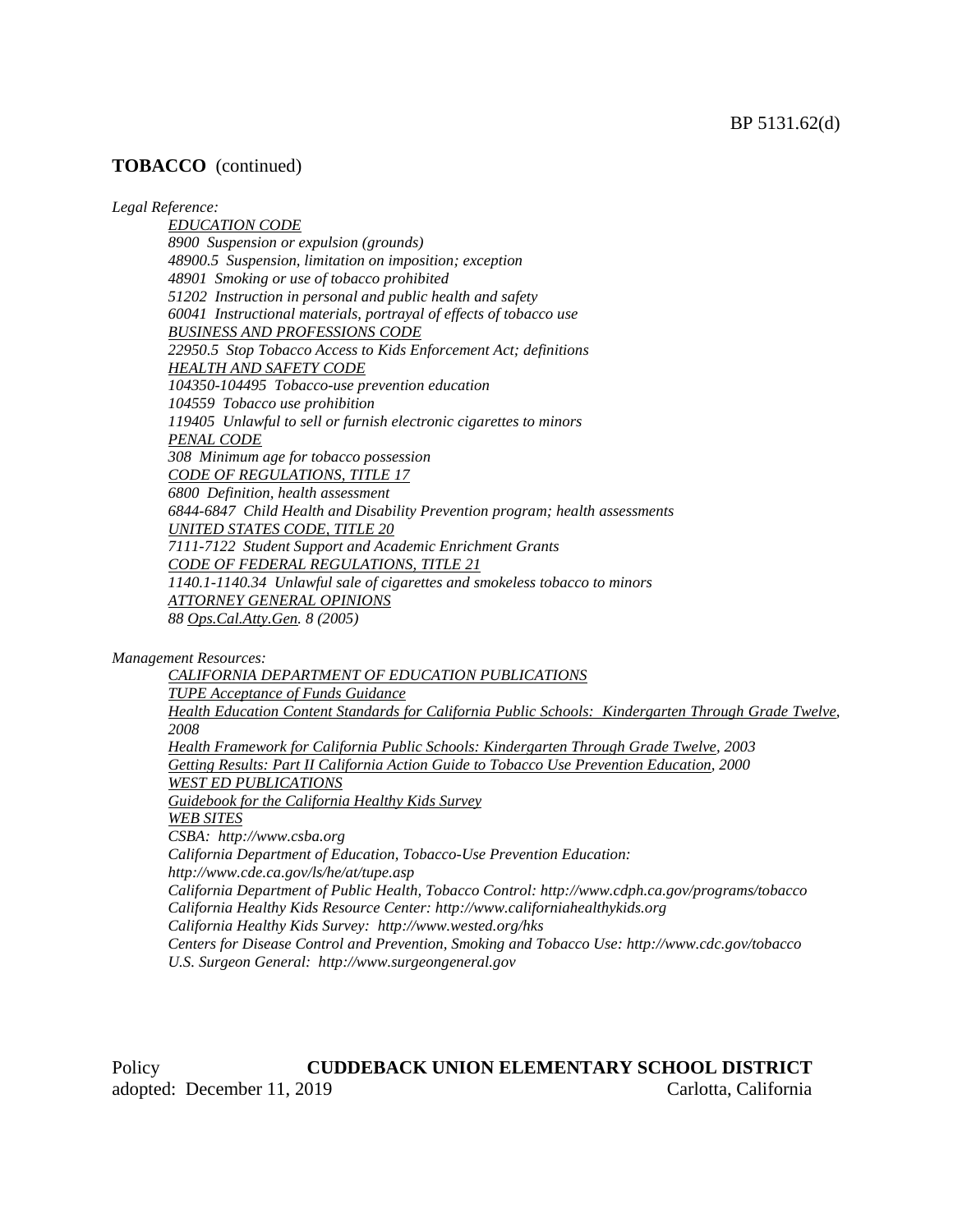BP 5131.62(d)

**TOBACCO** (continued)

*Legal Reference:*

*EDUCATION CODE*
*8900 Suspension or expulsion (grounds)*
*48900.5 Suspension, limitation on imposition; exception*
*48901 Smoking or use of tobacco prohibited*
*51202 Instruction in personal and public health and safety*
*60041 Instructional materials, portrayal of effects of tobacco use*
*BUSINESS AND PROFESSIONS CODE*
*22950.5 Stop Tobacco Access to Kids Enforcement Act; definitions*
*HEALTH AND SAFETY CODE*
*104350-104495 Tobacco-use prevention education*
*104559 Tobacco use prohibition*
*119405 Unlawful to sell or furnish electronic cigarettes to minors*
*PENAL CODE*
*308 Minimum age for tobacco possession*
*CODE OF REGULATIONS, TITLE 17*
*6800 Definition, health assessment*
*6844-6847 Child Health and Disability Prevention program; health assessments*
*UNITED STATES CODE, TITLE 20*
*7111-7122 Student Support and Academic Enrichment Grants*
*CODE OF FEDERAL REGULATIONS, TITLE 21*
*1140.1-1140.34 Unlawful sale of cigarettes and smokeless tobacco to minors*
*ATTORNEY GENERAL OPINIONS*
*88 Ops.Cal.Atty.Gen. 8 (2005)*

*Management Resources:*

*CALIFORNIA DEPARTMENT OF EDUCATION PUBLICATIONS*
*TUPE Acceptance of Funds Guidance*
*Health Education Content Standards for California Public Schools: Kindergarten Through Grade Twelve, 2008*
*Health Framework for California Public Schools: Kindergarten Through Grade Twelve, 2003*
*Getting Results: Part II California Action Guide to Tobacco Use Prevention Education, 2000*
*WEST ED PUBLICATIONS*
*Guidebook for the California Healthy Kids Survey*
*WEB SITES*
*CSBA: http://www.csba.org*
*California Department of Education, Tobacco-Use Prevention Education: http://www.cde.ca.gov/ls/he/at/tupe.asp*
*California Department of Public Health, Tobacco Control: http://www.cdph.ca.gov/programs/tobacco*
*California Healthy Kids Resource Center: http://www.californiahealthykids.org*
*California Healthy Kids Survey: http://www.wested.org/hks*
*Centers for Disease Control and Prevention, Smoking and Tobacco Use: http://www.cdc.gov/tobacco*
*U.S. Surgeon General: http://www.surgeongeneral.gov*

Policy **CUDDEBACK UNION ELEMENTARY SCHOOL DISTRICT**
adopted: December 11, 2019 Carlotta, California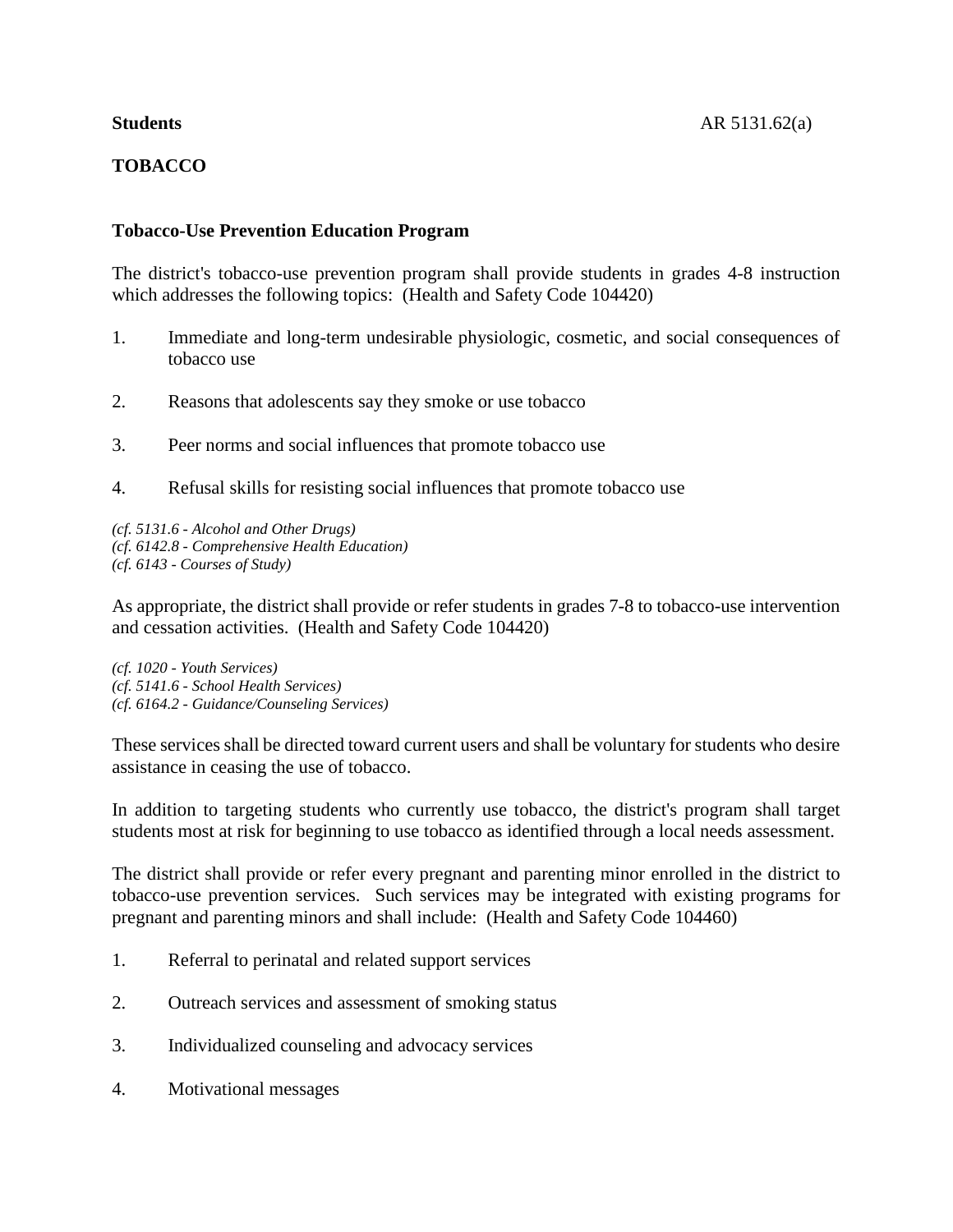**Students** AR 5131.62(a)

**TOBACCO**

**Tobacco-Use Prevention Education Program**

The district's tobacco-use prevention program shall provide students in grades 4-8 instruction which addresses the following topics: (Health and Safety Code 104420)

1. Immediate and long-term undesirable physiologic, cosmetic, and social consequences of tobacco use

2. Reasons that adolescents say they smoke or use tobacco

3. Peer norms and social influences that promote tobacco use

4. Refusal skills for resisting social influences that promote tobacco use

*(cf. 5131.6 - Alcohol and Other Drugs)*
*(cf. 6142.8 - Comprehensive Health Education)*
*(cf. 6143 - Courses of Study)*

As appropriate, the district shall provide or refer students in grades 7-8 to tobacco-use intervention and cessation activities. (Health and Safety Code 104420)

*(cf. 1020 - Youth Services)*
*(cf. 5141.6 - School Health Services)*
*(cf. 6164.2 - Guidance/Counseling Services)*

These services shall be directed toward current users and shall be voluntary for students who desire assistance in ceasing the use of tobacco.

In addition to targeting students who currently use tobacco, the district's program shall target students most at risk for beginning to use tobacco as identified through a local needs assessment.

The district shall provide or refer every pregnant and parenting minor enrolled in the district to tobacco-use prevention services. Such services may be integrated with existing programs for pregnant and parenting minors and shall include: (Health and Safety Code 104460)

1. Referral to perinatal and related support services

2. Outreach services and assessment of smoking status

3. Individualized counseling and advocacy services

4. Motivational messages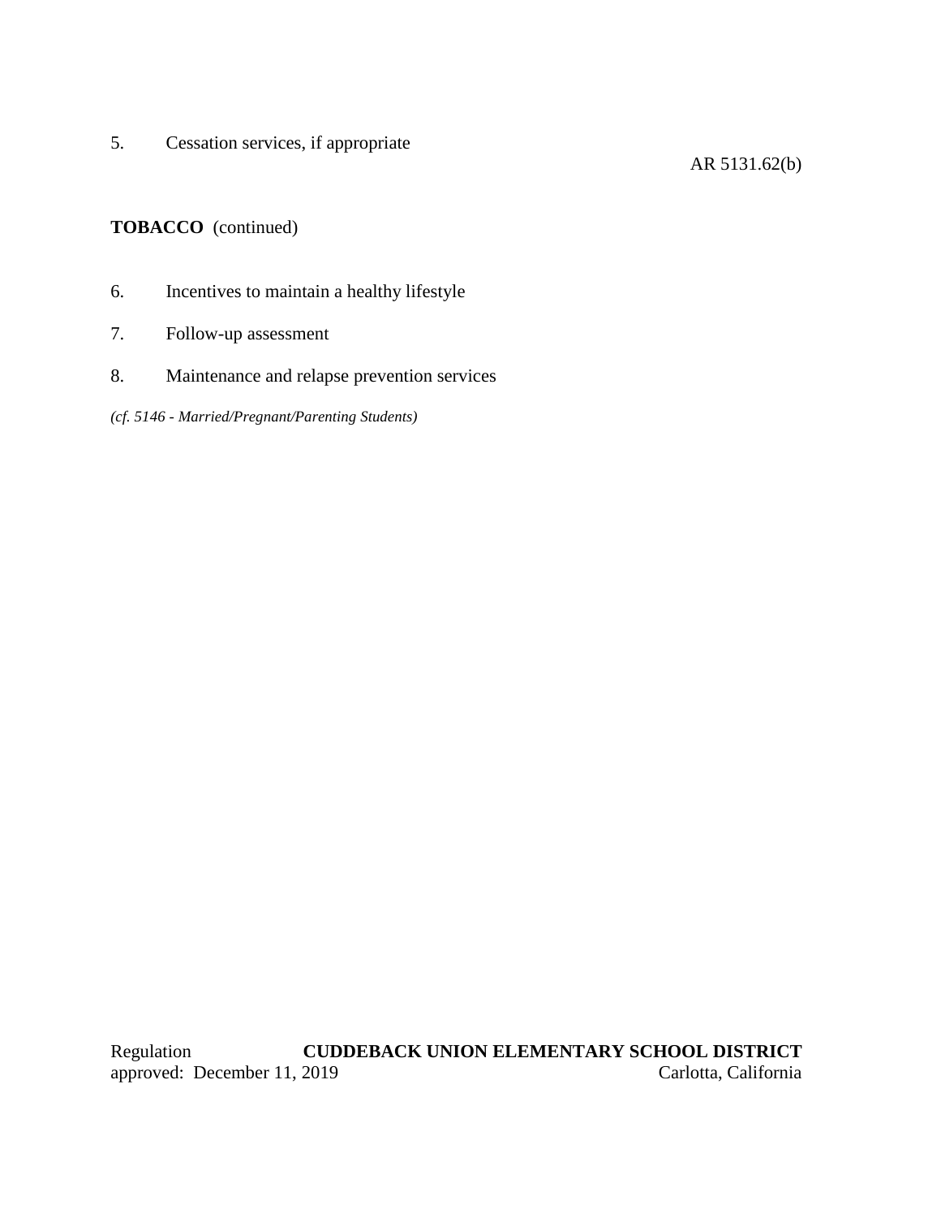5. Cessation services, if appropriate
6. Incentives to maintain a healthy lifestyle
7. Follow-up assessment
8. Maintenance and relapse prevention services

*(cf. 5146 - Married/Pregnant/Parenting Students)*

Regulation **CUDDEBACK UNION ELEMENTARY SCHOOL DISTRICT**
approved: December 11, 2019 Carlotta, California